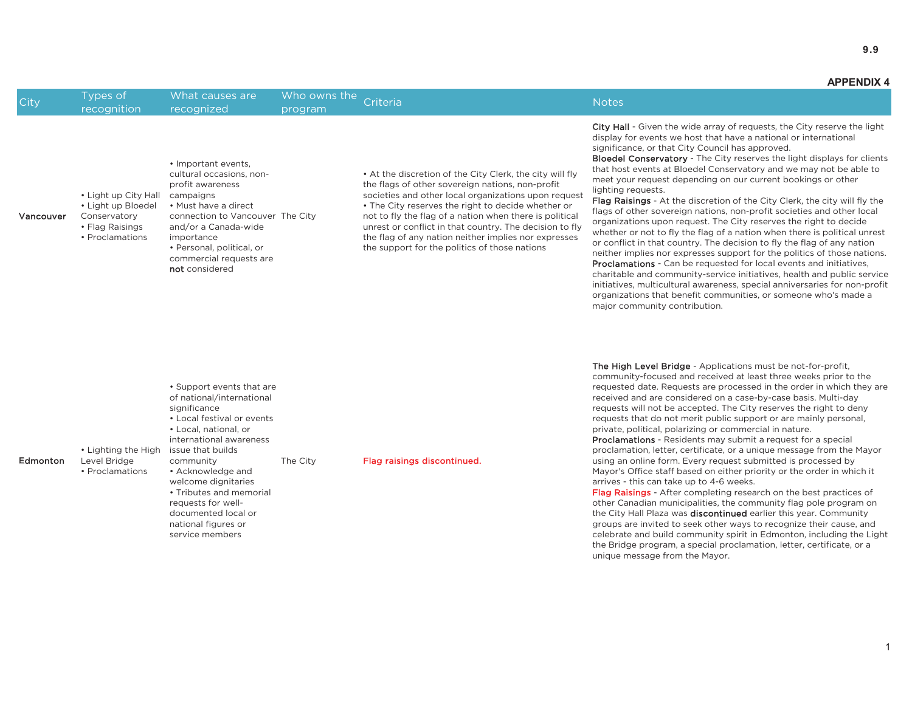9.9

**APPENDIX 4**

| City | Types of recognition | What causes are recognized | Who owns the program | Criteria | Notes |
|---|---|---|---|---|---|
| Vancouver | • Light up City Hall<br>• Light up Bloedel Conservatory<br>• Flag Raisings<br>• Proclamations | • Important events, cultural occasions, non-profit awareness campaigns<br>• Must have a direct connection to Vancouver and/or a Canada-wide importance<br>• Personal, political, or commercial requests are **not** considered | The City | • At the discretion of the City Clerk, the city will fly the flags of other sovereign nations, non-profit societies and other local organizations upon request<br>• The City reserves the right to decide whether or not to fly the flag of a nation when there is political unrest or conflict in that country. The decision to fly the flag of any nation neither implies nor expresses the support for the politics of those nations | City Hall - Given the wide array of requests, the City reserve the light display for events we host that have a national or international significance, or that City Council has approved.<br>Bloedel Conservatory - The City reserves the light displays for clients that host events at Bloedel Conservatory and we may not be able to meet your request depending on our current bookings or other lighting requests.<br>Flag Raisings - At the discretion of the City Clerk, the city will fly the flags of other sovereign nations, non-profit societies and other local organizations upon request. The City reserves the right to decide whether or not to fly the flag of a nation when there is political unrest or conflict in that country. The decision to fly the flag of any nation neither implies nor expresses support for the politics of those nations.<br>Proclamations - Can be requested for local events and initiatives, charitable and community-service initiatives, health and public service initiatives, multicultural awareness, special anniversaries for non-profit organizations that benefit communities, or someone who's made a major community contribution. |
| Edmonton | • Lighting the High Level Bridge<br>• Proclamations | • Support events that are of national/international significance<br>• Local festival or events<br>• Local, national, or international awareness issue that builds community<br>• Acknowledge and welcome dignitaries<br>• Tributes and memorial requests for well-documented local or national figures or service members | The City | Flag raisings discontinued. | The High Level Bridge - Applications must be not-for-profit, community-focused and received at least three weeks prior to the requested date. Requests are processed in the order in which they are received and are considered on a case-by-case basis. Multi-day requests will not be accepted. The City reserves the right to deny requests that do not merit public support or are mainly personal, private, political, polarizing or commercial in nature.<br>Proclamations - Residents may submit a request for a special proclamation, letter, certificate, or a unique message from the Mayor using an online form. Every request submitted is processed by Mayor's Office staff based on either priority or the order in which it arrives - this can take up to 4-6 weeks.<br>Flag Raisings - After completing research on the best practices of other Canadian municipalities, the community flag pole program on the City Hall Plaza was discontinued earlier this year. Community groups are invited to seek other ways to recognize their cause, and celebrate and build community spirit in Edmonton, including the Light the Bridge program, a special proclamation, letter, certificate, or a unique message from the Mayor. |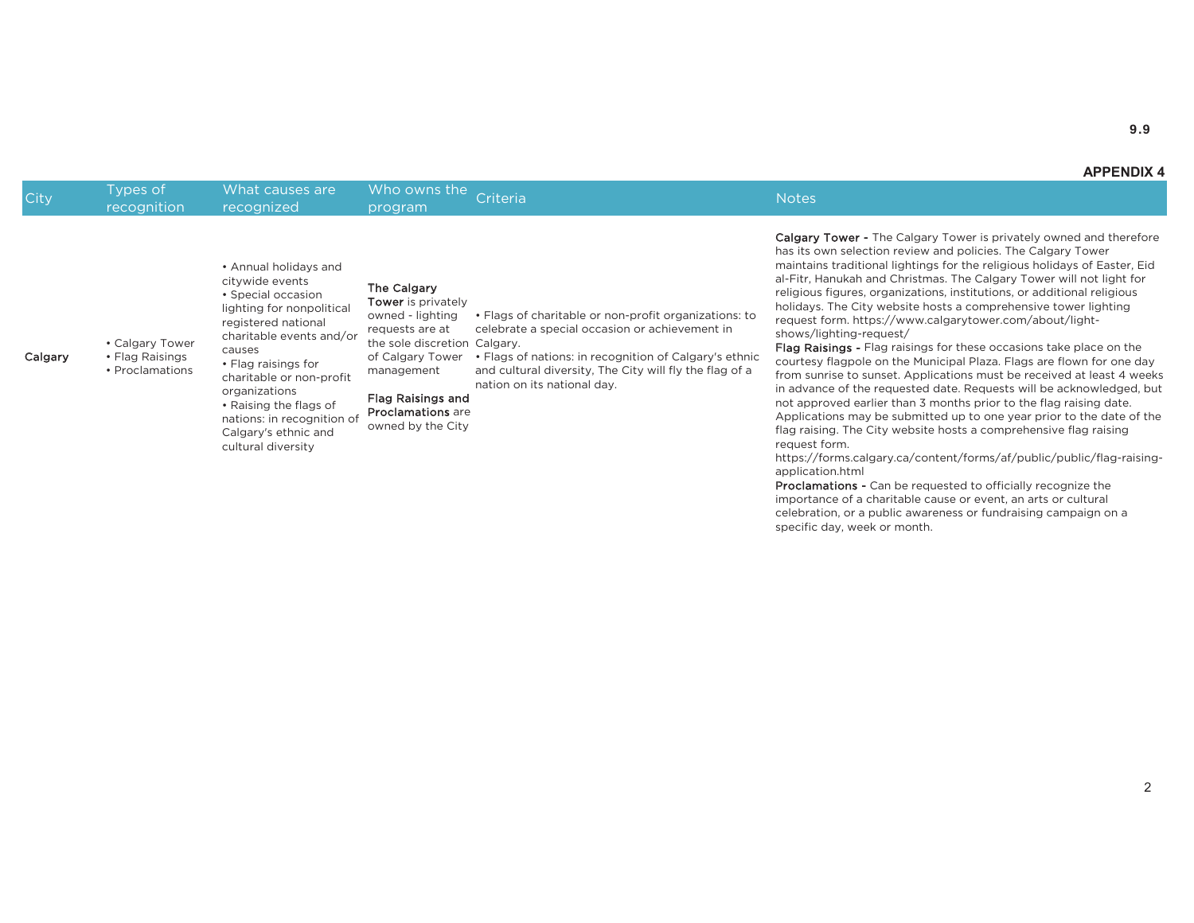9.9

**APPENDIX 4**

| City | Types of recognition | What causes are recognized | Who owns the program | Criteria | Notes |
| --- | --- | --- | --- | --- | --- |
| **Calgary** | • Calgary Tower<br>• Flag Raisings<br>• Proclamations | • Annual holidays and citywide events<br>• Special occasion lighting for nonpolitical registered national charitable events and/or causes<br>• Flag raisings for charitable or non-profit organizations<br>• Raising the flags of nations: in recognition of Calgary's ethnic and cultural diversity | **The Calgary Tower** is privately owned - lighting requests are at the sole discretion of Calgary Tower management<br><br>**Flag Raisings and Proclamations** are owned by the City | • Flags of charitable or non-profit organizations: to celebrate a special occasion or achievement in Calgary.<br>• Flags of nations: in recognition of Calgary's ethnic and cultural diversity, The City will fly the flag of a nation on its national day. | **Calgary Tower -** The Calgary Tower is privately owned and therefore has its own selection review and policies. The Calgary Tower maintains traditional lightings for the religious holidays of Easter, Eid al-Fitr, Hanukah and Christmas. The Calgary Tower will not light for religious figures, organizations, institutions, or additional religious holidays. The City website hosts a comprehensive tower lighting request form. https://www.calgarytower.com/about/light-shows/lighting-request/<br>**Flag Raisings -** Flag raisings for these occasions take place on the courtesy flagpole on the Municipal Plaza. Flags are flown for one day from sunrise to sunset. Applications must be received at least 4 weeks in advance of the requested date. Requests will be acknowledged, but not approved earlier than 3 months prior to the flag raising date. Applications may be submitted up to one year prior to the date of the flag raising. The City website hosts a comprehensive flag raising request form. https://forms.calgary.ca/content/forms/af/public/public/flag-raising-application.html<br>**Proclamations -** Can be requested to officially recognize the importance of a charitable cause or event, an arts or cultural celebration, or a public awareness or fundraising campaign on a specific day, week or month. |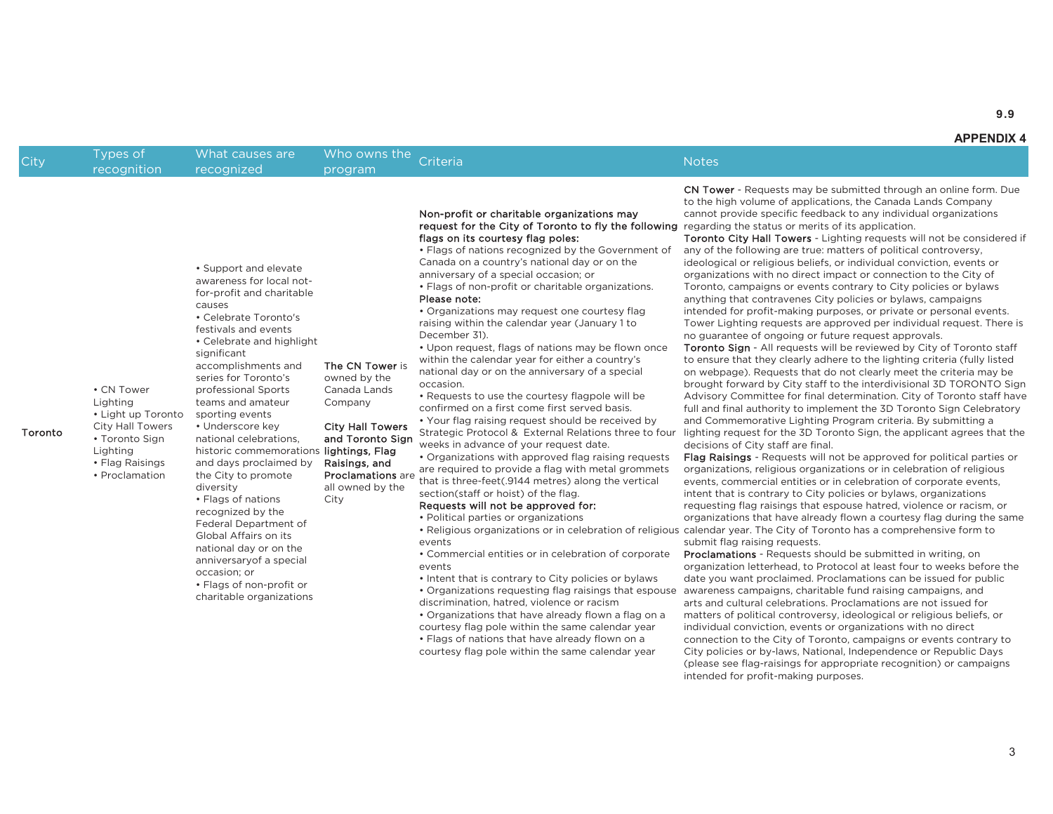9.9

**APPENDIX 4**

| City | Types of recognition | What causes are recognized | Who owns the program | Criteria | Notes |
|---|---|---|---|---|---|
| **Toronto** | • CN Tower Lighting<br>• Light up Toronto City Hall Towers<br>• Toronto Sign Lighting<br>• Flag Raisings<br>• Proclamation | • Support and elevate awareness for local not-for-profit and charitable causes<br>• Celebrate Toronto's festivals and events<br>• Celebrate and highlight significant accomplishments and series for Toronto's professional Sports teams and amateur sporting events<br>• Underscore key national celebrations, historic commemorations and days proclaimed by the City to promote diversity<br>• Flags of nations recognized by the Federal Department of Global Affairs on its national day or on the anniversaryof a special occasion; or<br>• Flags of non-profit or charitable organizations | **The CN Tower** is owned by the Canada Lands Company<br><br>**City Hall Towers and Toronto Sign lightings, Flag Raisings, and Proclamations** are all owned by the City | **Non-profit or charitable organizations may request for the City of Toronto to fly the following flags on its courtesy flag poles:**<br>• Flags of nations recognized by the Government of Canada on a country's national day or on the anniversary of a special occasion; or<br>• Flags of non-profit or charitable organizations.<br>**Please note:**<br>• Organizations may request one courtesy flag raising within the calendar year (January 1 to December 31).<br>• Upon request, flags of nations may be flown once within the calendar year for either a country's national day or on the anniversary of a special occasion.<br>• Requests to use the courtesy flagpole will be confirmed on a first come first served basis.<br>• Your flag raising request should be received by Strategic Protocol & External Relations three to four weeks in advance of your request date.<br>• Organizations with approved flag raising requests are required to provide a flag with metal grommets that is three-feet(.9144 metres) along the vertical section(staff or hoist) of the flag.<br>**Requests will not be approved for:**<br>• Political parties or organizations<br>• Religious organizations or in celebration of religious events<br>• Commercial entities or in celebration of corporate events<br>• Intent that is contrary to City policies or bylaws<br>• Organizations requesting flag raisings that espouse discrimination, hatred, violence or racism<br>• Organizations that have already flown a flag on a courtesy flag pole within the same calendar year<br>• Flags of nations that have already flown on a courtesy flag pole within the same calendar year | **CN Tower** - Requests may be submitted through an online form. Due to the high volume of applications, the Canada Lands Company cannot provide specific feedback to any individual organizations regarding the status or merits of its application.<br>**Toronto City Hall Towers** - Lighting requests will not be considered if any of the following are true: matters of political controversy, ideological or religious beliefs, or individual conviction, events or organizations with no direct impact or connection to the City of Toronto, campaigns or events contrary to City policies or bylaws anything that contravenes City policies or bylaws, campaigns intended for profit-making purposes, or private or personal events. Tower Lighting requests are approved per individual request. There is no guarantee of ongoing or future request approvals.<br>**Toronto Sign** - All requests will be reviewed by City of Toronto staff to ensure that they clearly adhere to the lighting criteria (fully listed on webpage). Requests that do not clearly meet the criteria may be brought forward by City staff to the interdivisional 3D TORONTO Sign Advisory Committee for final determination. City of Toronto staff have full and final authority to implement the 3D Toronto Sign Celebratory and Commemorative Lighting Program criteria. By submitting a lighting request for the 3D Toronto Sign, the applicant agrees that the decisions of City staff are final.<br>**Flag Raisings** - Requests will not be approved for political parties or organizations, religious organizations or in celebration of religious events, commercial entities or in celebration of corporate events, intent that is contrary to City policies or bylaws, organizations requesting flag raisings that espouse hatred, violence or racism, or organizations that have already flown a courtesy flag during the same calendar year. The City of Toronto has a comprehensive form to submit flag raising requests.<br>**Proclamations** - Requests should be submitted in writing, on organization letterhead, to Protocol at least four to weeks before the date you want proclaimed. Proclamations can be issued for public awareness campaigns, charitable fund raising campaigns, and arts and cultural celebrations. Proclamations are not issued for matters of political controversy, ideological or religious beliefs, or individual conviction, events or organizations with no direct connection to the City of Toronto, campaigns or events contrary to City policies or by-laws, National, Independence or Republic Days (please see flag-raisings for appropriate recognition) or campaigns intended for profit-making purposes. |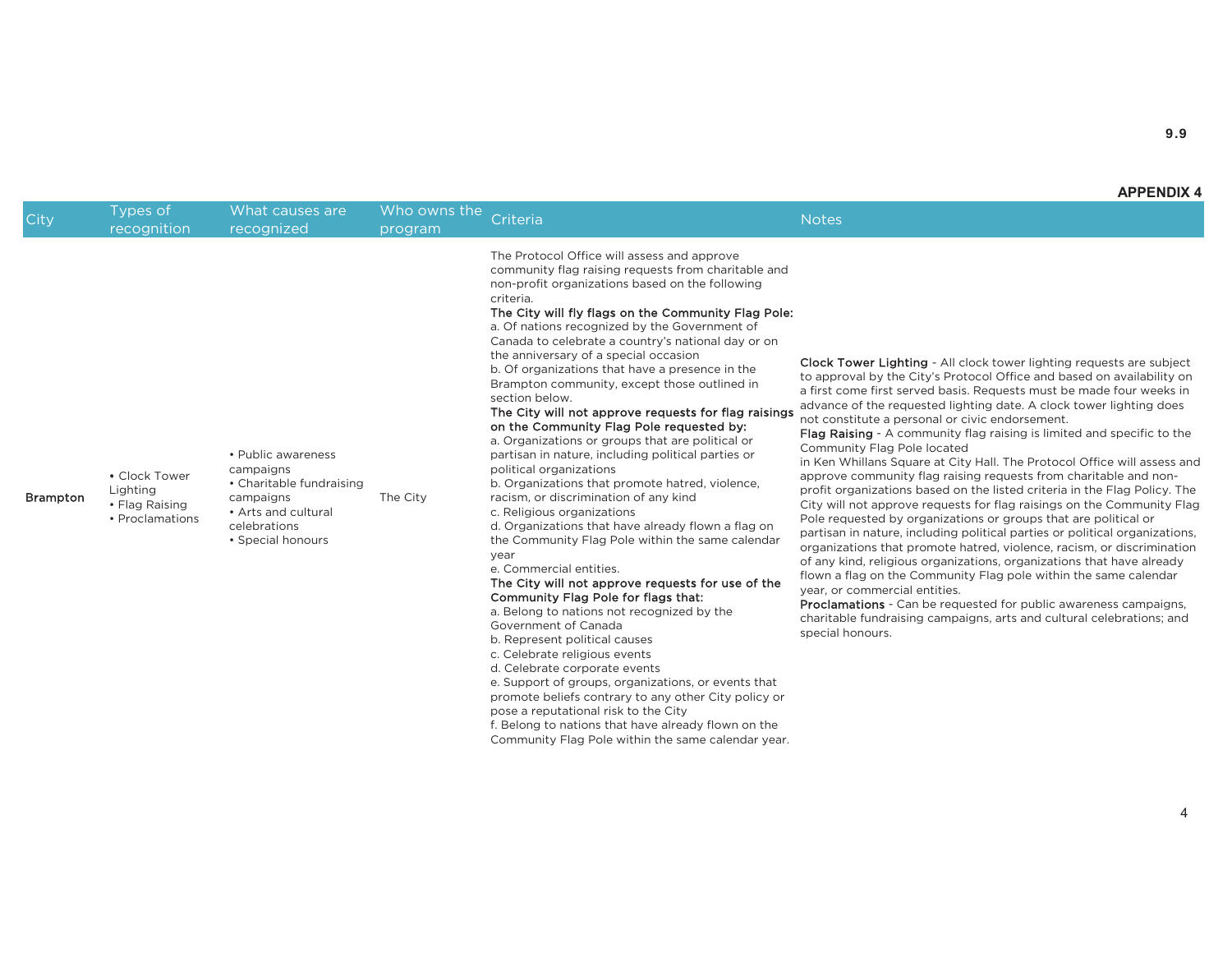**APPENDIX 4**

| City | Types of recognition | What causes are recognized | Who owns the program | Criteria | Notes |
|---|---|---|---|---|---|
| **Brampton** | • Clock Tower Lighting<br>• Flag Raising<br>• Proclamations | • Public awareness campaigns<br>• Charitable fundraising campaigns<br>• Arts and cultural celebrations<br>• Special honours | The City | The Protocol Office will assess and approve community flag raising requests from charitable and non-profit organizations based on the following criteria.<br>**The City will fly flags on the Community Flag Pole:**<br>a. Of nations recognized by the Government of Canada to celebrate a country's national day or on the anniversary of a special occasion<br>b. Of organizations that have a presence in the Brampton community, except those outlined in section below.<br>**The City will not approve requests for flag raisings on the Community Flag Pole requested by:**<br>a. Organizations or groups that are political or partisan in nature, including political parties or political organizations<br>b. Organizations that promote hatred, violence, racism, or discrimination of any kind<br>c. Religious organizations<br>d. Organizations that have already flown a flag on the Community Flag Pole within the same calendar year<br>e. Commercial entities.<br>**The City will not approve requests for use of the Community Flag Pole for flags that:**<br>a. Belong to nations not recognized by the Government of Canada<br>b. Represent political causes<br>c. Celebrate religious events<br>d. Celebrate corporate events<br>e. Support of groups, organizations, or events that promote beliefs contrary to any other City policy or pose a reputational risk to the City<br>f. Belong to nations that have already flown on the Community Flag Pole within the same calendar year. | **Clock Tower Lighting** - All clock tower lighting requests are subject to approval by the City's Protocol Office and based on availability on a first come first served basis. Requests must be made four weeks in advance of the requested lighting date. A clock tower lighting does not constitute a personal or civic endorsement.<br>**Flag Raising** - A community flag raising is limited and specific to the Community Flag Pole located in Ken Whillans Square at City Hall. The Protocol Office will assess and approve community flag raising requests from charitable and non-profit organizations based on the listed criteria in the Flag Policy. The City will not approve requests for flag raisings on the Community Flag Pole requested by organizations or groups that are political or partisan in nature, including political parties or political organizations, organizations that promote hatred, violence, racism, or discrimination of any kind, religious organizations, organizations that have already flown a flag on the Community Flag pole within the same calendar year, or commercial entities.<br>**Proclamations** - Can be requested for public awareness campaigns, charitable fundraising campaigns, arts and cultural celebrations; and special honours. |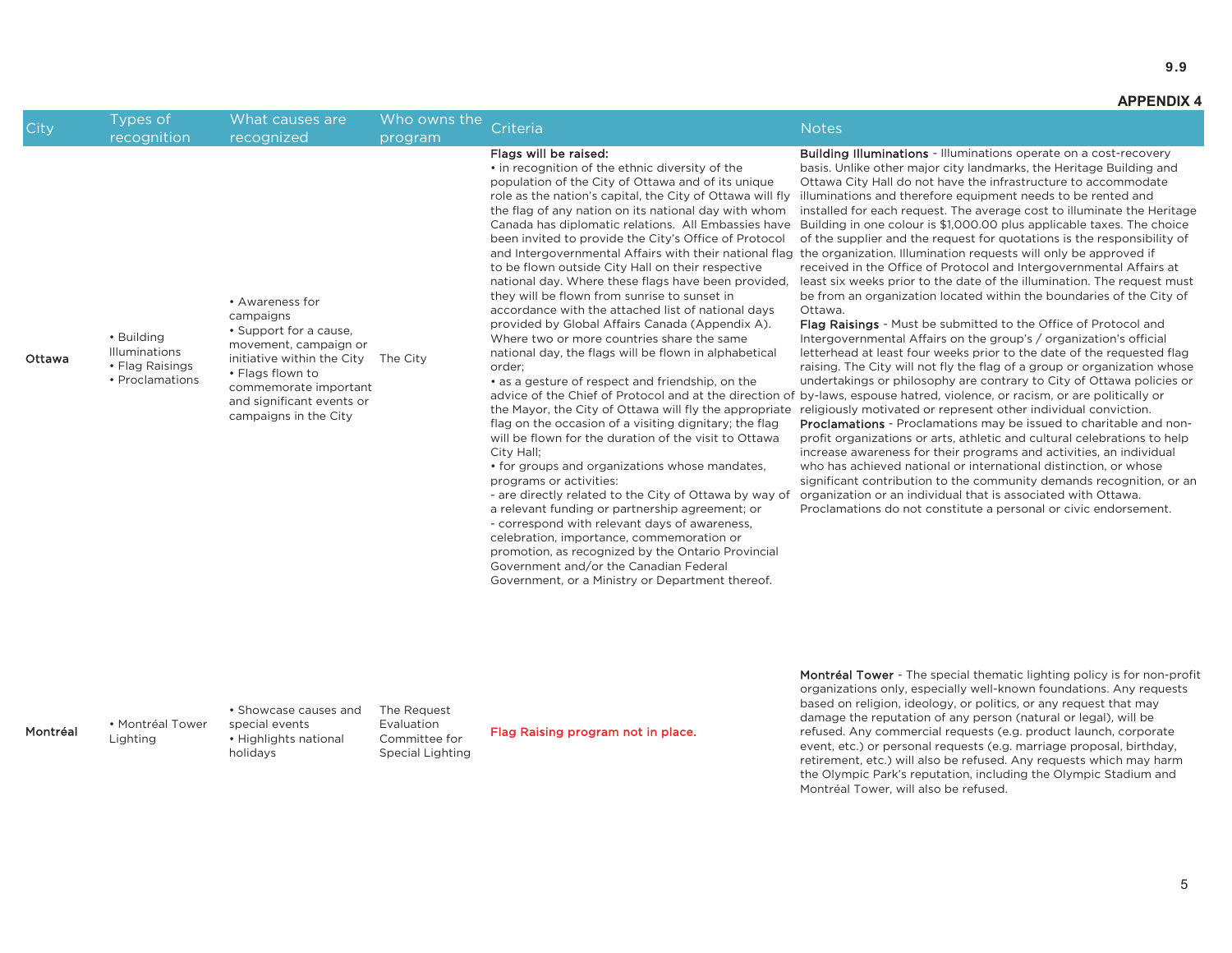9.9

**APPENDIX 4**

| City | Types of recognition | What causes are recognized | Who owns the program | Criteria | Notes |
|---|---|---|---|---|---|
| Ottawa | • Building Illuminations<br>• Flag Raisings<br>• Proclamations | • Awareness for campaigns<br>• Support for a cause, movement, campaign or initiative within the City<br>• Flags flown to commemorate important and significant events or campaigns in the City | The City | **Flags will be raised:**<br>• in recognition of the ethnic diversity of the population of the City of Ottawa and of its unique role as the nation's capital, the City of Ottawa will fly the flag of any nation on its national day with whom Canada has diplomatic relations. All Embassies have been invited to provide the City's Office of Protocol and Intergovernmental Affairs with their national flag to be flown outside City Hall on their respective national day. Where these flags have been provided, they will be flown from sunrise to sunset in accordance with the attached list of national days provided by Global Affairs Canada (Appendix A). Where two or more countries share the same national day, the flags will be flown in alphabetical order;<br>• as a gesture of respect and friendship, on the advice of the Chief of Protocol and at the direction of the Mayor, the City of Ottawa will fly the appropriate flag on the occasion of a visiting dignitary; the flag will be flown for the duration of the visit to Ottawa City Hall;<br>• for groups and organizations whose mandates, programs or activities:<br>- are directly related to the City of Ottawa by way of a relevant funding or partnership agreement; or<br>- correspond with relevant days of awareness, celebration, importance, commemoration or promotion, as recognized by the Ontario Provincial Government and/or the Canadian Federal Government, or a Ministry or Department thereof. | **Building Illuminations** - Illuminations operate on a cost-recovery basis. Unlike other major city landmarks, the Heritage Building and Ottawa City Hall do not have the infrastructure to accommodate illuminations and therefore equipment needs to be rented and installed for each request. The average cost to illuminate the Heritage Building in one colour is $1,000.00 plus applicable taxes. The choice of the supplier and the request for quotations is the responsibility of the organization. Illumination requests will only be approved if received in the Office of Protocol and Intergovernmental Affairs at least six weeks prior to the date of the illumination. The request must be from an organization located within the boundaries of the City of Ottawa.<br>**Flag Raisings** - Must be submitted to the Office of Protocol and Intergovernmental Affairs on the group's / organization's official letterhead at least four weeks prior to the date of the requested flag raising. The City will not fly the flag of a group or organization whose undertakings or philosophy are contrary to City of Ottawa policies or by-laws, espouse hatred, violence, or racism, or are politically or religiously motivated or represent other individual conviction.<br>**Proclamations** - Proclamations may be issued to charitable and non-profit organizations or arts, athletic and cultural celebrations to help increase awareness for their programs and activities, an individual who has achieved national or international distinction, or whose significant contribution to the community demands recognition, or an organization or an individual that is associated with Ottawa. Proclamations do not constitute a personal or civic endorsement. |
| Montréal | • Montréal Tower Lighting | • Showcase causes and special events<br>• Highlights national holidays | The Request Evaluation Committee for Special Lighting | Flag Raising program not in place. | **Montréal Tower** - The special thematic lighting policy is for non-profit organizations only, especially well-known foundations. Any requests based on religion, ideology, or politics, or any request that may damage the reputation of any person (natural or legal), will be refused. Any commercial requests (e.g. product launch, corporate event, etc.) or personal requests (e.g. marriage proposal, birthday, retirement, etc.) will also be refused. Any requests which may harm the Olympic Park's reputation, including the Olympic Stadium and Montréal Tower, will also be refused. |